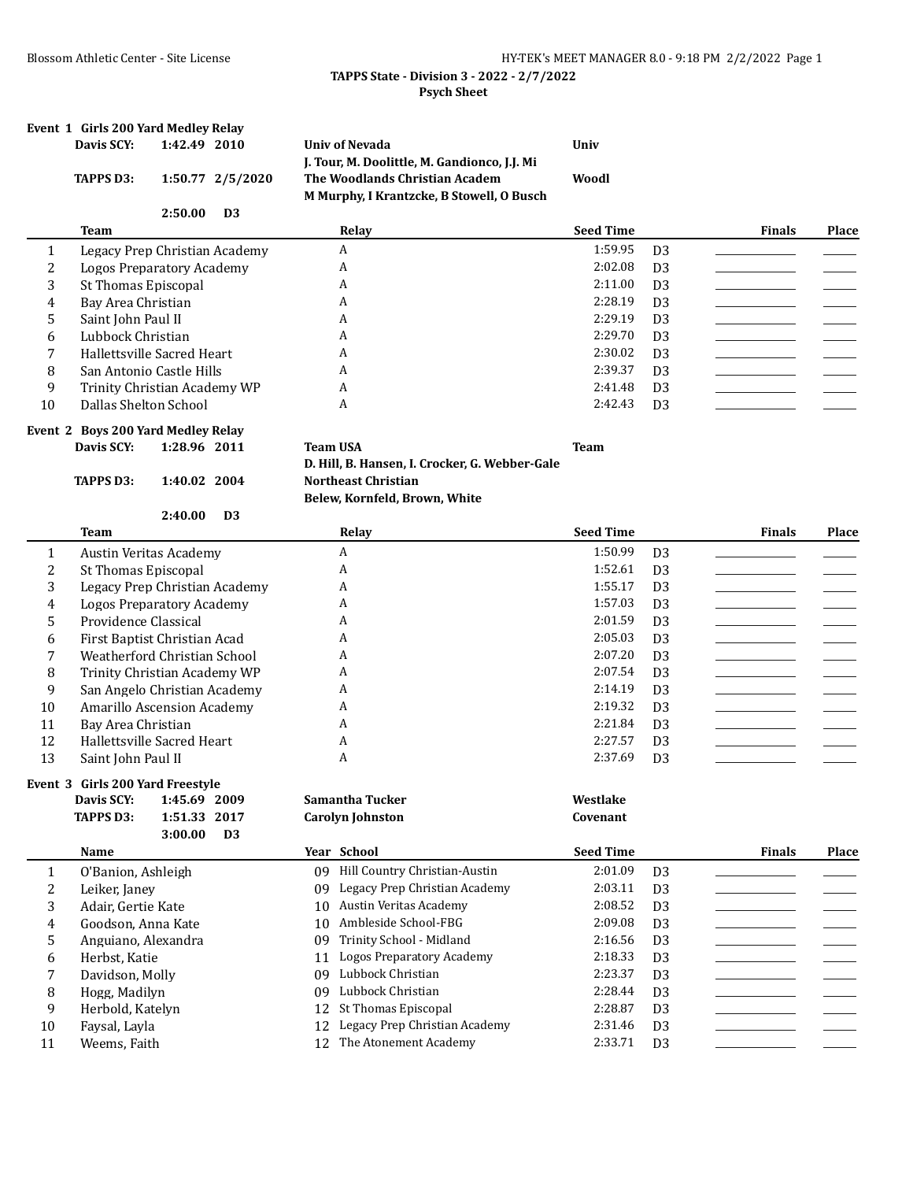**TAPPS State - Division 3 - 2022 - 2/7/2022**
**Psych Sheet**

### Event 1 Girls 200 Yard Medley Relay

| | | | |
|---|---|---|---|
| **Davis SCY:** | **1:42.49 2010** | **Univ of Nevada** | **Univ** |
| | | **J. Tour, M. Doolittle, M. Gandionco, J.J. Mi** | |
| **TAPPS D3:** | **1:50.77 2/5/2020** | **The Woodlands Christian Academ** | **Woodl** |
| | | **M Murphy, I Krantzcke, B Stowell, O Busch** | |
| | **2:50.00 D3** | | |

| | Team | Relay | Seed Time | | Finals | Place |
|---|---|---|---|---|---|---|
| 1 | Legacy Prep Christian Academy | A | 1:59.95 | D3 | | |
| 2 | Logos Preparatory Academy | A | 2:02.08 | D3 | | |
| 3 | St Thomas Episcopal | A | 2:11.00 | D3 | | |
| 4 | Bay Area Christian | A | 2:28.19 | D3 | | |
| 5 | Saint John Paul II | A | 2:29.19 | D3 | | |
| 6 | Lubbock Christian | A | 2:29.70 | D3 | | |
| 7 | Hallettsville Sacred Heart | A | 2:30.02 | D3 | | |
| 8 | San Antonio Castle Hills | A | 2:39.37 | D3 | | |
| 9 | Trinity Christian Academy WP | A | 2:41.48 | D3 | | |
| 10 | Dallas Shelton School | A | 2:42.43 | D3 | | |

### Event 2 Boys 200 Yard Medley Relay

| | | | |
|---|---|---|---|
| **Davis SCY:** | **1:28.96 2011** | **Team USA** | **Team** |
| | | **D. Hill, B. Hansen, I. Crocker, G. Webber-Gale** | |
| **TAPPS D3:** | **1:40.02 2004** | **Northeast Christian** | |
| | | **Belew, Kornfeld, Brown, White** | |
| | **2:40.00 D3** | | |

| | Team | Relay | Seed Time | | Finals | Place |
|---|---|---|---|---|---|---|
| 1 | Austin Veritas Academy | A | 1:50.99 | D3 | | |
| 2 | St Thomas Episcopal | A | 1:52.61 | D3 | | |
| 3 | Legacy Prep Christian Academy | A | 1:55.17 | D3 | | |
| 4 | Logos Preparatory Academy | A | 1:57.03 | D3 | | |
| 5 | Providence Classical | A | 2:01.59 | D3 | | |
| 6 | First Baptist Christian Acad | A | 2:05.03 | D3 | | |
| 7 | Weatherford Christian School | A | 2:07.20 | D3 | | |
| 8 | Trinity Christian Academy WP | A | 2:07.54 | D3 | | |
| 9 | San Angelo Christian Academy | A | 2:14.19 | D3 | | |
| 10 | Amarillo Ascension Academy | A | 2:19.32 | D3 | | |
| 11 | Bay Area Christian | A | 2:21.84 | D3 | | |
| 12 | Hallettsville Sacred Heart | A | 2:27.57 | D3 | | |
| 13 | Saint John Paul II | A | 2:37.69 | D3 | | |

### Event 3 Girls 200 Yard Freestyle

| | | | |
|---|---|---|---|
| **Davis SCY:** | **1:45.69 2009** | **Samantha Tucker** | **Westlake** |
| **TAPPS D3:** | **1:51.33 2017** | **Carolyn Johnston** | **Covenant** |
| | **3:00.00 D3** | | |

| | Name | Year | School | Seed Time | | Finals | Place |
|---|---|---|---|---|---|---|---|
| 1 | O'Banion, Ashleigh | 09 | Hill Country Christian-Austin | 2:01.09 | D3 | | |
| 2 | Leiker, Janey | 09 | Legacy Prep Christian Academy | 2:03.11 | D3 | | |
| 3 | Adair, Gertie Kate | 10 | Austin Veritas Academy | 2:08.52 | D3 | | |
| 4 | Goodson, Anna Kate | 10 | Ambleside School-FBG | 2:09.08 | D3 | | |
| 5 | Anguiano, Alexandra | 09 | Trinity School - Midland | 2:16.56 | D3 | | |
| 6 | Herbst, Katie | 11 | Logos Preparatory Academy | 2:18.33 | D3 | | |
| 7 | Davidson, Molly | 09 | Lubbock Christian | 2:23.37 | D3 | | |
| 8 | Hogg, Madilyn | 09 | Lubbock Christian | 2:28.44 | D3 | | |
| 9 | Herbold, Katelyn | 12 | St Thomas Episcopal | 2:28.87 | D3 | | |
| 10 | Faysal, Layla | 12 | Legacy Prep Christian Academy | 2:31.46 | D3 | | |
| 11 | Weems, Faith | 12 | The Atonement Academy | 2:33.71 | D3 | | |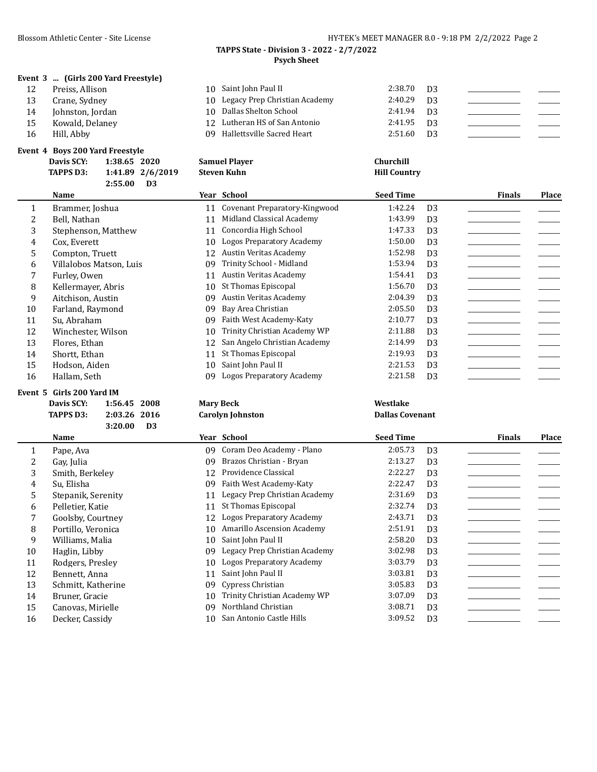**TAPPS State - Division 3 - 2022 - 2/7/2022**
**Psych Sheet**

### Event 3 ... (Girls 200 Yard Freestyle)

| | Name | Year | School | Seed Time | | Finals | Place |
|---|---|---|---|---|---|---|---|
| 12 | Preiss, Allison | 10 | Saint John Paul II | 2:38.70 | D3 | | |
| 13 | Crane, Sydney | 10 | Legacy Prep Christian Academy | 2:40.29 | D3 | | |
| 14 | Johnston, Jordan | 10 | Dallas Shelton School | 2:41.94 | D3 | | |
| 15 | Kowald, Delaney | 12 | Lutheran HS of San Antonio | 2:41.95 | D3 | | |
| 16 | Hill, Abby | 09 | Hallettsville Sacred Heart | 2:51.60 | D3 | | |

### Event 4 Boys 200 Yard Freestyle

**Davis SCY:** 1:38.65 2020 **Samuel Player** **Churchill**
**TAPPS D3:** 1:41.89 2/6/2019 **Steven Kuhn** **Hill Country**
2:55.00 D3

| | Name | Year | School | Seed Time | | Finals | Place |
|---|---|---|---|---|---|---|---|
| 1 | Brammer, Joshua | 11 | Covenant Preparatory-Kingwood | 1:42.24 | D3 | | |
| 2 | Bell, Nathan | 11 | Midland Classical Academy | 1:43.99 | D3 | | |
| 3 | Stephenson, Matthew | 11 | Concordia High School | 1:47.33 | D3 | | |
| 4 | Cox, Everett | 10 | Logos Preparatory Academy | 1:50.00 | D3 | | |
| 5 | Compton, Truett | 12 | Austin Veritas Academy | 1:52.98 | D3 | | |
| 6 | Villalobos Matson, Luis | 09 | Trinity School - Midland | 1:53.94 | D3 | | |
| 7 | Furley, Owen | 11 | Austin Veritas Academy | 1:54.41 | D3 | | |
| 8 | Kellermayer, Abris | 10 | St Thomas Episcopal | 1:56.70 | D3 | | |
| 9 | Aitchison, Austin | 09 | Austin Veritas Academy | 2:04.39 | D3 | | |
| 10 | Farland, Raymond | 09 | Bay Area Christian | 2:05.50 | D3 | | |
| 11 | Su, Abraham | 09 | Faith West Academy-Katy | 2:10.77 | D3 | | |
| 12 | Winchester, Wilson | 10 | Trinity Christian Academy WP | 2:11.88 | D3 | | |
| 13 | Flores, Ethan | 12 | San Angelo Christian Academy | 2:14.99 | D3 | | |
| 14 | Shortt, Ethan | 11 | St Thomas Episcopal | 2:19.93 | D3 | | |
| 15 | Hodson, Aiden | 10 | Saint John Paul II | 2:21.53 | D3 | | |
| 16 | Hallam, Seth | 09 | Logos Preparatory Academy | 2:21.58 | D3 | | |

### Event 5 Girls 200 Yard IM

**Davis SCY:** 1:56.45 2008 **Mary Beck** **Westlake**
**TAPPS D3:** 2:03.26 2016 **Carolyn Johnston** **Dallas Covenant**
3:20.00 D3

| | Name | Year | School | Seed Time | | Finals | Place |
|---|---|---|---|---|---|---|---|
| 1 | Pape, Ava | 09 | Coram Deo Academy - Plano | 2:05.73 | D3 | | |
| 2 | Gay, Julia | 09 | Brazos Christian - Bryan | 2:13.27 | D3 | | |
| 3 | Smith, Berkeley | 12 | Providence Classical | 2:22.27 | D3 | | |
| 4 | Su, Elisha | 09 | Faith West Academy-Katy | 2:22.47 | D3 | | |
| 5 | Stepanik, Serenity | 11 | Legacy Prep Christian Academy | 2:31.69 | D3 | | |
| 6 | Pelletier, Katie | 11 | St Thomas Episcopal | 2:32.74 | D3 | | |
| 7 | Goolsby, Courtney | 12 | Logos Preparatory Academy | 2:43.71 | D3 | | |
| 8 | Portillo, Veronica | 10 | Amarillo Ascension Academy | 2:51.91 | D3 | | |
| 9 | Williams, Malia | 10 | Saint John Paul II | 2:58.20 | D3 | | |
| 10 | Haglin, Libby | 09 | Legacy Prep Christian Academy | 3:02.98 | D3 | | |
| 11 | Rodgers, Presley | 10 | Logos Preparatory Academy | 3:03.79 | D3 | | |
| 12 | Bennett, Anna | 11 | Saint John Paul II | 3:03.81 | D3 | | |
| 13 | Schmitt, Katherine | 09 | Cypress Christian | 3:05.83 | D3 | | |
| 14 | Bruner, Gracie | 10 | Trinity Christian Academy WP | 3:07.09 | D3 | | |
| 15 | Canovas, Mirielle | 09 | Northland Christian | 3:08.71 | D3 | | |
| 16 | Decker, Cassidy | 10 | San Antonio Castle Hills | 3:09.52 | D3 | | |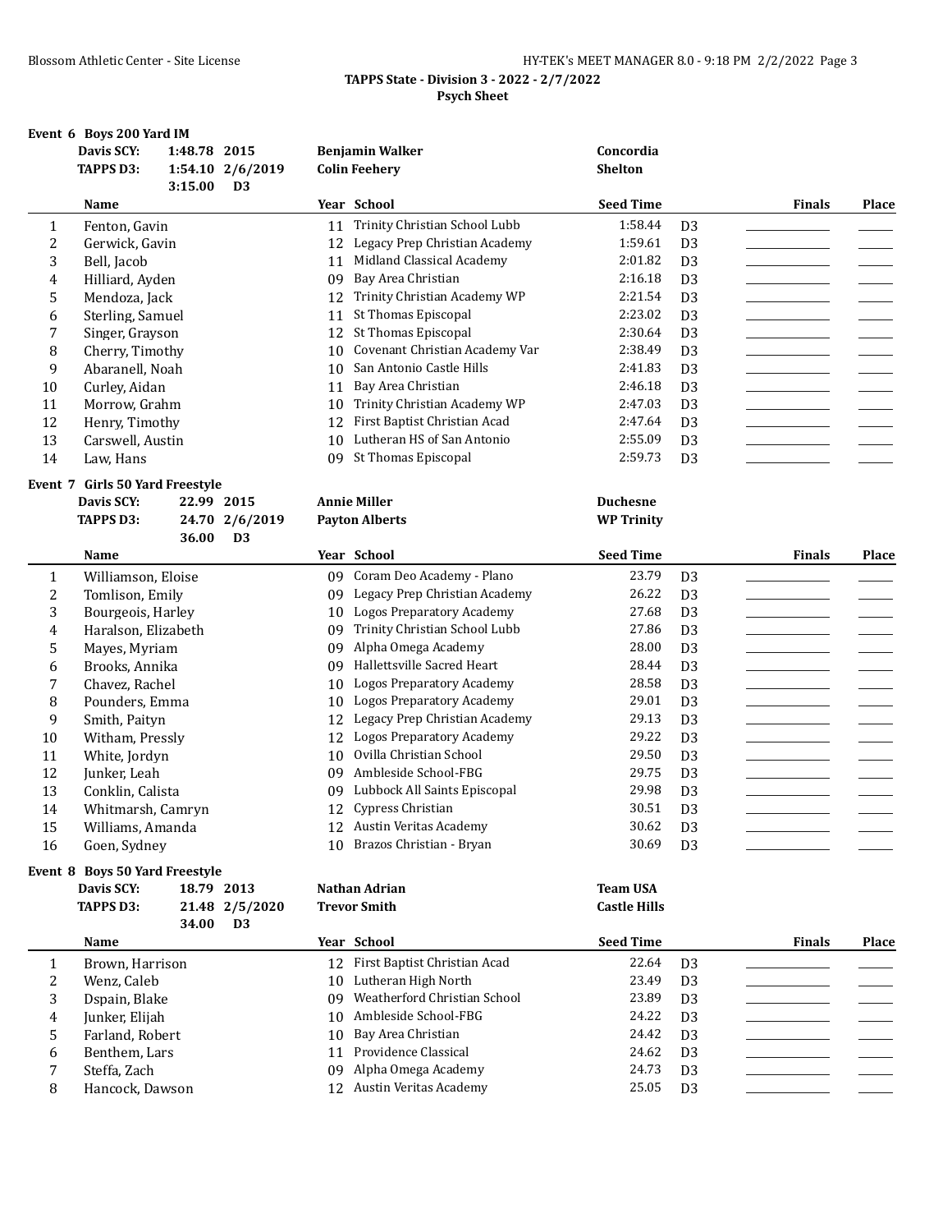**TAPPS State - Division 3 - 2022 - 2/7/2022**
**Psych Sheet**

### Event 6 Boys 200 Yard IM

| | | | | |
|---|---|---|---|---|
| **Davis SCY:** | **1:48.78** | **2015** | **Benjamin Walker** | **Concordia** |
| **TAPPS D3:** | **1:54.10** | **2/6/2019** | **Colin Feehery** | **Shelton** |
| | **3:15.00** | **D3** | | |

| | Name | Year | School | Seed Time | | Finals | Place |
|---|---|---|---|---|---|---|---|
| 1 | Fenton, Gavin | 11 | Trinity Christian School Lubb | 1:58.44 | D3 | | |
| 2 | Gerwick, Gavin | 12 | Legacy Prep Christian Academy | 1:59.61 | D3 | | |
| 3 | Bell, Jacob | 11 | Midland Classical Academy | 2:01.82 | D3 | | |
| 4 | Hilliard, Ayden | 09 | Bay Area Christian | 2:16.18 | D3 | | |
| 5 | Mendoza, Jack | 12 | Trinity Christian Academy WP | 2:21.54 | D3 | | |
| 6 | Sterling, Samuel | 11 | St Thomas Episcopal | 2:23.02 | D3 | | |
| 7 | Singer, Grayson | 12 | St Thomas Episcopal | 2:30.64 | D3 | | |
| 8 | Cherry, Timothy | 10 | Covenant Christian Academy Var | 2:38.49 | D3 | | |
| 9 | Abaranell, Noah | 10 | San Antonio Castle Hills | 2:41.83 | D3 | | |
| 10 | Curley, Aidan | 11 | Bay Area Christian | 2:46.18 | D3 | | |
| 11 | Morrow, Grahm | 10 | Trinity Christian Academy WP | 2:47.03 | D3 | | |
| 12 | Henry, Timothy | 12 | First Baptist Christian Acad | 2:47.64 | D3 | | |
| 13 | Carswell, Austin | 10 | Lutheran HS of San Antonio | 2:55.09 | D3 | | |
| 14 | Law, Hans | 09 | St Thomas Episcopal | 2:59.73 | D3 | | |

### Event 7 Girls 50 Yard Freestyle

| | | | | |
|---|---|---|---|---|
| **Davis SCY:** | **22.99** | **2015** | **Annie Miller** | **Duchesne** |
| **TAPPS D3:** | **24.70** | **2/6/2019** | **Payton Alberts** | **WP Trinity** |
| | **36.00** | **D3** | | |

| | Name | Year | School | Seed Time | | Finals | Place |
|---|---|---|---|---|---|---|---|
| 1 | Williamson, Eloise | 09 | Coram Deo Academy - Plano | 23.79 | D3 | | |
| 2 | Tomlison, Emily | 09 | Legacy Prep Christian Academy | 26.22 | D3 | | |
| 3 | Bourgeois, Harley | 10 | Logos Preparatory Academy | 27.68 | D3 | | |
| 4 | Haralson, Elizabeth | 09 | Trinity Christian School Lubb | 27.86 | D3 | | |
| 5 | Mayes, Myriam | 09 | Alpha Omega Academy | 28.00 | D3 | | |
| 6 | Brooks, Annika | 09 | Hallettsville Sacred Heart | 28.44 | D3 | | |
| 7 | Chavez, Rachel | 10 | Logos Preparatory Academy | 28.58 | D3 | | |
| 8 | Pounders, Emma | 10 | Logos Preparatory Academy | 29.01 | D3 | | |
| 9 | Smith, Paityn | 12 | Legacy Prep Christian Academy | 29.13 | D3 | | |
| 10 | Witham, Pressly | 12 | Logos Preparatory Academy | 29.22 | D3 | | |
| 11 | White, Jordyn | 10 | Ovilla Christian School | 29.50 | D3 | | |
| 12 | Junker, Leah | 09 | Ambleside School-FBG | 29.75 | D3 | | |
| 13 | Conklin, Calista | 09 | Lubbock All Saints Episcopal | 29.98 | D3 | | |
| 14 | Whitmarsh, Camryn | 12 | Cypress Christian | 30.51 | D3 | | |
| 15 | Williams, Amanda | 12 | Austin Veritas Academy | 30.62 | D3 | | |
| 16 | Goen, Sydney | 10 | Brazos Christian - Bryan | 30.69 | D3 | | |

### Event 8 Boys 50 Yard Freestyle

| | | | | |
|---|---|---|---|---|
| **Davis SCY:** | **18.79** | **2013** | **Nathan Adrian** | **Team USA** |
| **TAPPS D3:** | **21.48** | **2/5/2020** | **Trevor Smith** | **Castle Hills** |
| | **34.00** | **D3** | | |

| | Name | Year | School | Seed Time | | Finals | Place |
|---|---|---|---|---|---|---|---|
| 1 | Brown, Harrison | 12 | First Baptist Christian Acad | 22.64 | D3 | | |
| 2 | Wenz, Caleb | 10 | Lutheran High North | 23.49 | D3 | | |
| 3 | Dspain, Blake | 09 | Weatherford Christian School | 23.89 | D3 | | |
| 4 | Junker, Elijah | 10 | Ambleside School-FBG | 24.22 | D3 | | |
| 5 | Farland, Robert | 10 | Bay Area Christian | 24.42 | D3 | | |
| 6 | Benthem, Lars | 11 | Providence Classical | 24.62 | D3 | | |
| 7 | Steffa, Zach | 09 | Alpha Omega Academy | 24.73 | D3 | | |
| 8 | Hancock, Dawson | 12 | Austin Veritas Academy | 25.05 | D3 | | |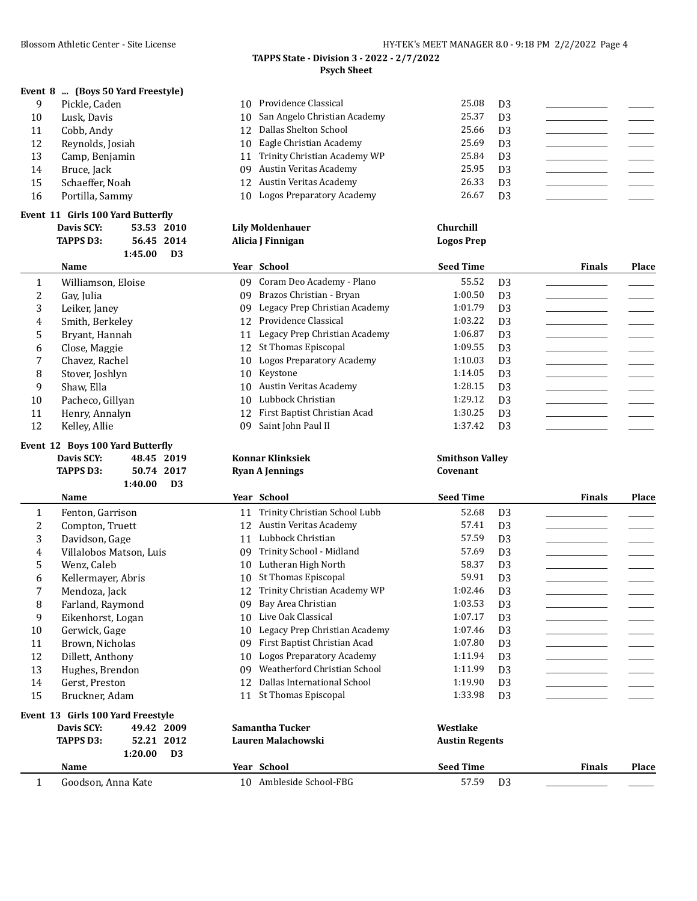**TAPPS State - Division 3 - 2022 - 2/7/2022**
**Psych Sheet**

### Event 8 ... (Boys 50 Yard Freestyle)

| | Name | Year | School | Seed Time | | Finals | Place |
|---|---|---|---|---|---|---|---|
| 9 | Pickle, Caden | 10 | Providence Classical | 25.08 | D3 | | |
| 10 | Lusk, Davis | 10 | San Angelo Christian Academy | 25.37 | D3 | | |
| 11 | Cobb, Andy | 12 | Dallas Shelton School | 25.66 | D3 | | |
| 12 | Reynolds, Josiah | 10 | Eagle Christian Academy | 25.69 | D3 | | |
| 13 | Camp, Benjamin | 11 | Trinity Christian Academy WP | 25.84 | D3 | | |
| 14 | Bruce, Jack | 09 | Austin Veritas Academy | 25.95 | D3 | | |
| 15 | Schaeffer, Noah | 12 | Austin Veritas Academy | 26.33 | D3 | | |
| 16 | Portilla, Sammy | 10 | Logos Preparatory Academy | 26.67 | D3 | | |

### Event 11 Girls 100 Yard Butterfly

**Davis SCY:** 53.53 2010 **Lily Moldenhauer** **Churchill**
**TAPPS D3:** 56.45 2014 **Alicia J Finnigan** **Logos Prep**
1:45.00 D3

| | Name | Year | School | Seed Time | | Finals | Place |
|---|---|---|---|---|---|---|---|
| 1 | Williamson, Eloise | 09 | Coram Deo Academy - Plano | 55.52 | D3 | | |
| 2 | Gay, Julia | 09 | Brazos Christian - Bryan | 1:00.50 | D3 | | |
| 3 | Leiker, Janey | 09 | Legacy Prep Christian Academy | 1:01.79 | D3 | | |
| 4 | Smith, Berkeley | 12 | Providence Classical | 1:03.22 | D3 | | |
| 5 | Bryant, Hannah | 11 | Legacy Prep Christian Academy | 1:06.87 | D3 | | |
| 6 | Close, Maggie | 12 | St Thomas Episcopal | 1:09.55 | D3 | | |
| 7 | Chavez, Rachel | 10 | Logos Preparatory Academy | 1:10.03 | D3 | | |
| 8 | Stover, Joshlyn | 10 | Keystone | 1:14.05 | D3 | | |
| 9 | Shaw, Ella | 10 | Austin Veritas Academy | 1:28.15 | D3 | | |
| 10 | Pacheco, Gillyan | 10 | Lubbock Christian | 1:29.12 | D3 | | |
| 11 | Henry, Annalyn | 12 | First Baptist Christian Acad | 1:30.25 | D3 | | |
| 12 | Kelley, Allie | 09 | Saint John Paul II | 1:37.42 | D3 | | |

### Event 12 Boys 100 Yard Butterfly

**Davis SCY:** 48.45 2019 **Konnar Klinksiek** **Smithson Valley**
**TAPPS D3:** 50.74 2017 **Ryan A Jennings** **Covenant**
1:40.00 D3

| | Name | Year | School | Seed Time | | Finals | Place |
|---|---|---|---|---|---|---|---|
| 1 | Fenton, Garrison | 11 | Trinity Christian School Lubb | 52.68 | D3 | | |
| 2 | Compton, Truett | 12 | Austin Veritas Academy | 57.41 | D3 | | |
| 3 | Davidson, Gage | 11 | Lubbock Christian | 57.59 | D3 | | |
| 4 | Villalobos Matson, Luis | 09 | Trinity School - Midland | 57.69 | D3 | | |
| 5 | Wenz, Caleb | 10 | Lutheran High North | 58.37 | D3 | | |
| 6 | Kellermayer, Abris | 10 | St Thomas Episcopal | 59.91 | D3 | | |
| 7 | Mendoza, Jack | 12 | Trinity Christian Academy WP | 1:02.46 | D3 | | |
| 8 | Farland, Raymond | 09 | Bay Area Christian | 1:03.53 | D3 | | |
| 9 | Eikenhorst, Logan | 10 | Live Oak Classical | 1:07.17 | D3 | | |
| 10 | Gerwick, Gage | 10 | Legacy Prep Christian Academy | 1:07.46 | D3 | | |
| 11 | Brown, Nicholas | 09 | First Baptist Christian Acad | 1:07.80 | D3 | | |
| 12 | Dillett, Anthony | 10 | Logos Preparatory Academy | 1:11.94 | D3 | | |
| 13 | Hughes, Brendon | 09 | Weatherford Christian School | 1:11.99 | D3 | | |
| 14 | Gerst, Preston | 12 | Dallas International School | 1:19.90 | D3 | | |
| 15 | Bruckner, Adam | 11 | St Thomas Episcopal | 1:33.98 | D3 | | |

### Event 13 Girls 100 Yard Freestyle

**Davis SCY:** 49.42 2009 **Samantha Tucker** **Westlake**
**TAPPS D3:** 52.21 2012 **Lauren Malachowski** **Austin Regents**
1:20.00 D3

| | Name | Year | School | Seed Time | | Finals | Place |
|---|---|---|---|---|---|---|---|
| 1 | Goodson, Anna Kate | 10 | Ambleside School-FBG | 57.59 | D3 | | |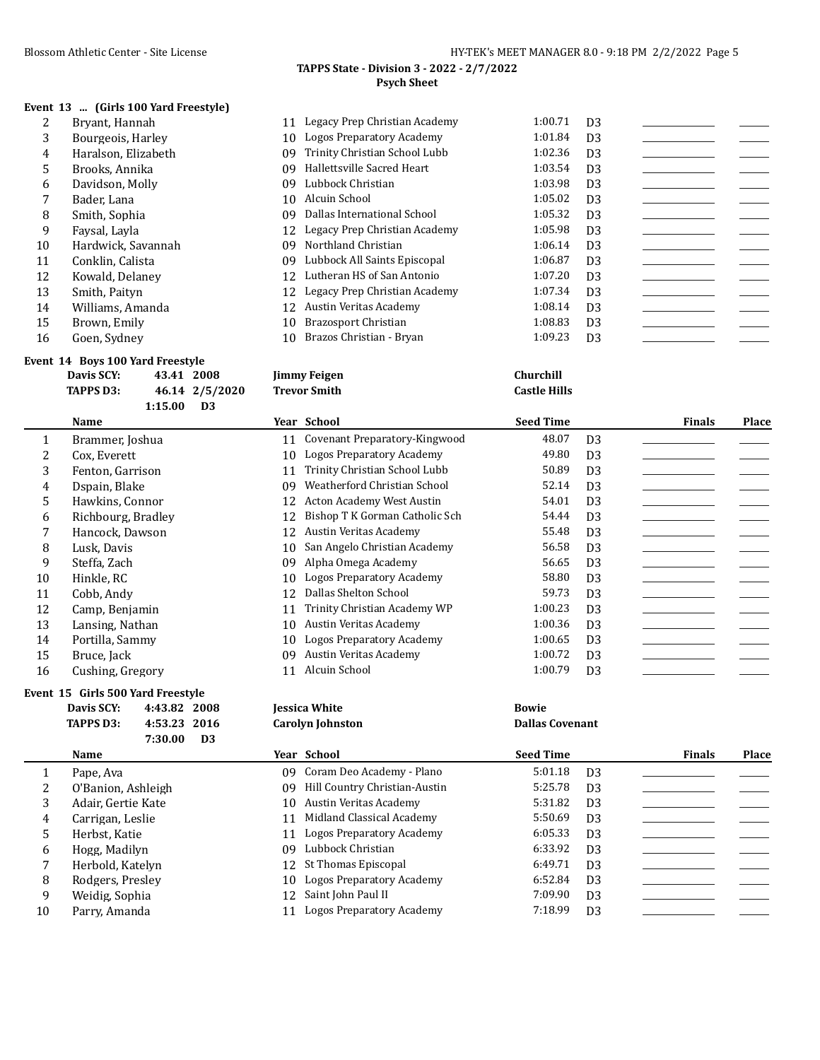**TAPPS State - Division 3 - 2022 - 2/7/2022**
**Psych Sheet**

### Event 13 ... (Girls 100 Yard Freestyle)

| | Name | Year | School | Seed Time | | Finals | Place |
|---|---|---|---|---|---|---|---|
| 2 | Bryant, Hannah | 11 | Legacy Prep Christian Academy | 1:00.71 | D3 | | |
| 3 | Bourgeois, Harley | 10 | Logos Preparatory Academy | 1:01.84 | D3 | | |
| 4 | Haralson, Elizabeth | 09 | Trinity Christian School Lubb | 1:02.36 | D3 | | |
| 5 | Brooks, Annika | 09 | Hallettsville Sacred Heart | 1:03.54 | D3 | | |
| 6 | Davidson, Molly | 09 | Lubbock Christian | 1:03.98 | D3 | | |
| 7 | Bader, Lana | 10 | Alcuin School | 1:05.02 | D3 | | |
| 8 | Smith, Sophia | 09 | Dallas International School | 1:05.32 | D3 | | |
| 9 | Faysal, Layla | 12 | Legacy Prep Christian Academy | 1:05.98 | D3 | | |
| 10 | Hardwick, Savannah | 09 | Northland Christian | 1:06.14 | D3 | | |
| 11 | Conklin, Calista | 09 | Lubbock All Saints Episcopal | 1:06.87 | D3 | | |
| 12 | Kowald, Delaney | 12 | Lutheran HS of San Antonio | 1:07.20 | D3 | | |
| 13 | Smith, Paityn | 12 | Legacy Prep Christian Academy | 1:07.34 | D3 | | |
| 14 | Williams, Amanda | 12 | Austin Veritas Academy | 1:08.14 | D3 | | |
| 15 | Brown, Emily | 10 | Brazosport Christian | 1:08.83 | D3 | | |
| 16 | Goen, Sydney | 10 | Brazos Christian - Bryan | 1:09.23 | D3 | | |

### Event 14 Boys 100 Yard Freestyle

| | | | |
|---|---|---|---|
| Davis SCY: | 43.41 2008 | Jimmy Feigen | Churchill |
| TAPPS D3: | 46.14 2/5/2020 | Trevor Smith | Castle Hills |
| | 1:15.00 D3 | | |

| | Name | Year | School | Seed Time | | Finals | Place |
|---|---|---|---|---|---|---|---|
| 1 | Brammer, Joshua | 11 | Covenant Preparatory-Kingwood | 48.07 | D3 | | |
| 2 | Cox, Everett | 10 | Logos Preparatory Academy | 49.80 | D3 | | |
| 3 | Fenton, Garrison | 11 | Trinity Christian School Lubb | 50.89 | D3 | | |
| 4 | Dspain, Blake | 09 | Weatherford Christian School | 52.14 | D3 | | |
| 5 | Hawkins, Connor | 12 | Acton Academy West Austin | 54.01 | D3 | | |
| 6 | Richbourg, Bradley | 12 | Bishop T K Gorman Catholic Sch | 54.44 | D3 | | |
| 7 | Hancock, Dawson | 12 | Austin Veritas Academy | 55.48 | D3 | | |
| 8 | Lusk, Davis | 10 | San Angelo Christian Academy | 56.58 | D3 | | |
| 9 | Steffa, Zach | 09 | Alpha Omega Academy | 56.65 | D3 | | |
| 10 | Hinkle, RC | 10 | Logos Preparatory Academy | 58.80 | D3 | | |
| 11 | Cobb, Andy | 12 | Dallas Shelton School | 59.73 | D3 | | |
| 12 | Camp, Benjamin | 11 | Trinity Christian Academy WP | 1:00.23 | D3 | | |
| 13 | Lansing, Nathan | 10 | Austin Veritas Academy | 1:00.36 | D3 | | |
| 14 | Portilla, Sammy | 10 | Logos Preparatory Academy | 1:00.65 | D3 | | |
| 15 | Bruce, Jack | 09 | Austin Veritas Academy | 1:00.72 | D3 | | |
| 16 | Cushing, Gregory | 11 | Alcuin School | 1:00.79 | D3 | | |

### Event 15 Girls 500 Yard Freestyle

| | | | |
|---|---|---|---|
| Davis SCY: | 4:43.82 2008 | Jessica White | Bowie |
| TAPPS D3: | 4:53.23 2016 | Carolyn Johnston | Dallas Covenant |
| | 7:30.00 D3 | | |

| | Name | Year | School | Seed Time | | Finals | Place |
|---|---|---|---|---|---|---|---|
| 1 | Pape, Ava | 09 | Coram Deo Academy - Plano | 5:01.18 | D3 | | |
| 2 | O'Banion, Ashleigh | 09 | Hill Country Christian-Austin | 5:25.78 | D3 | | |
| 3 | Adair, Gertie Kate | 10 | Austin Veritas Academy | 5:31.82 | D3 | | |
| 4 | Carrigan, Leslie | 11 | Midland Classical Academy | 5:50.69 | D3 | | |
| 5 | Herbst, Katie | 11 | Logos Preparatory Academy | 6:05.33 | D3 | | |
| 6 | Hogg, Madilyn | 09 | Lubbock Christian | 6:33.92 | D3 | | |
| 7 | Herbold, Katelyn | 12 | St Thomas Episcopal | 6:49.71 | D3 | | |
| 8 | Rodgers, Presley | 10 | Logos Preparatory Academy | 6:52.84 | D3 | | |
| 9 | Weidig, Sophia | 12 | Saint John Paul II | 7:09.90 | D3 | | |
| 10 | Parry, Amanda | 11 | Logos Preparatory Academy | 7:18.99 | D3 | | |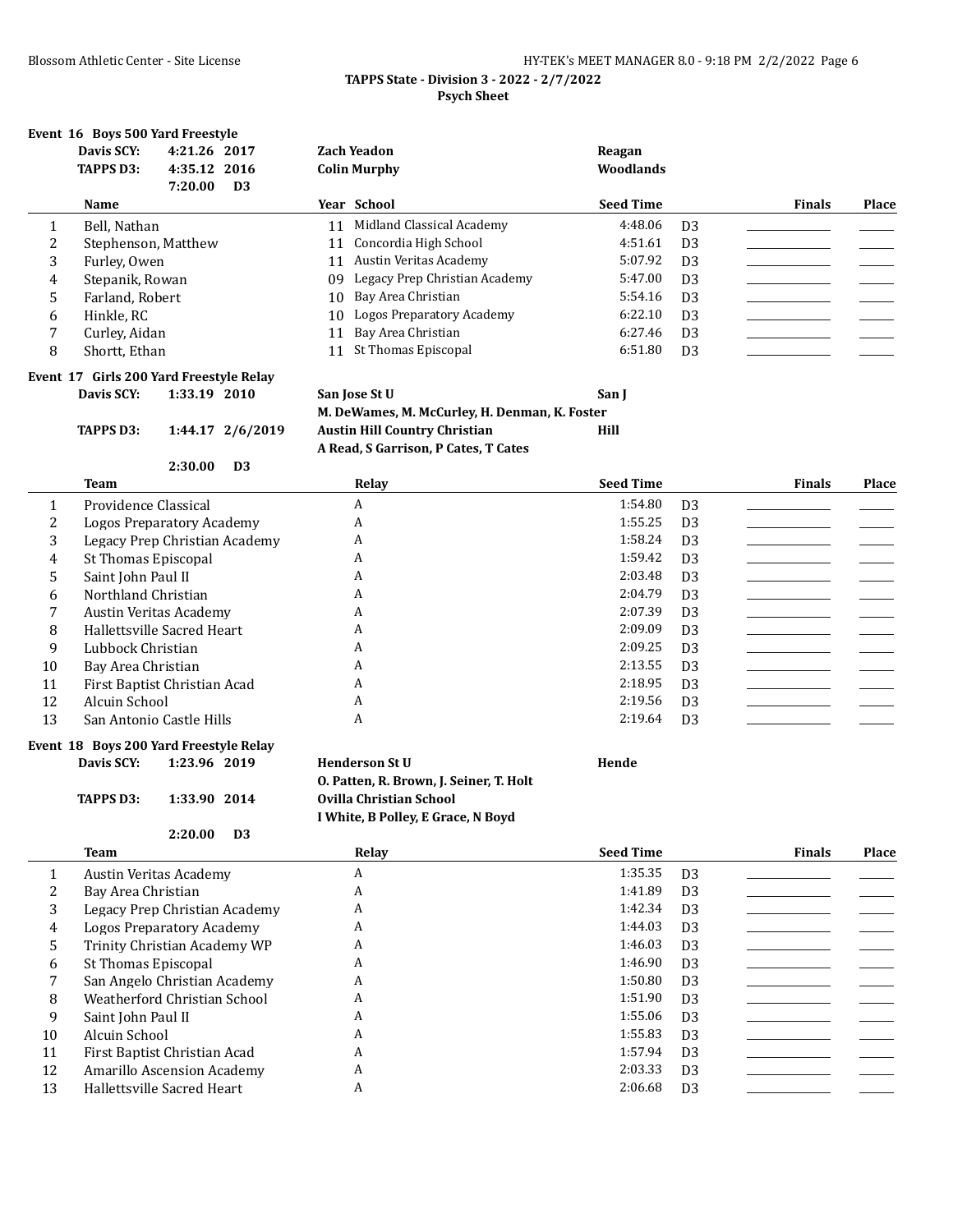**TAPPS State - Division 3 - 2022 - 2/7/2022**
**Psych Sheet**

### Event 16 Boys 500 Yard Freestyle

| | | | |
|---|---|---|---|
| Davis SCY: | 4:21.26 2017 | Zach Yeadon | Reagan |
| TAPPS D3: | 4:35.12 2016 | Colin Murphy | Woodlands |
| | 7:20.00 D3 | | |

| | Name | Year | School | Seed Time | | Finals | Place |
|---|---|---|---|---|---|---|---|
| 1 | Bell, Nathan | 11 | Midland Classical Academy | 4:48.06 | D3 | | |
| 2 | Stephenson, Matthew | 11 | Concordia High School | 4:51.61 | D3 | | |
| 3 | Furley, Owen | 11 | Austin Veritas Academy | 5:07.92 | D3 | | |
| 4 | Stepanik, Rowan | 09 | Legacy Prep Christian Academy | 5:47.00 | D3 | | |
| 5 | Farland, Robert | 10 | Bay Area Christian | 5:54.16 | D3 | | |
| 6 | Hinkle, RC | 10 | Logos Preparatory Academy | 6:22.10 | D3 | | |
| 7 | Curley, Aidan | 11 | Bay Area Christian | 6:27.46 | D3 | | |
| 8 | Shortt, Ethan | 11 | St Thomas Episcopal | 6:51.80 | D3 | | |

### Event 17 Girls 200 Yard Freestyle Relay

| | | | |
|---|---|---|---|
| Davis SCY: | 1:33.19 2010 | San Jose St U | San J |
| | | M. DeWames, M. McCurley, H. Denman, K. Foster | |
| TAPPS D3: | 1:44.17 2/6/2019 | Austin Hill Country Christian | Hill |
| | | A Read, S Garrison, P Cates, T Cates | |
| | 2:30.00 D3 | | |

| | Team | Relay | Seed Time | | Finals | Place |
|---|---|---|---|---|---|---|
| 1 | Providence Classical | A | 1:54.80 | D3 | | |
| 2 | Logos Preparatory Academy | A | 1:55.25 | D3 | | |
| 3 | Legacy Prep Christian Academy | A | 1:58.24 | D3 | | |
| 4 | St Thomas Episcopal | A | 1:59.42 | D3 | | |
| 5 | Saint John Paul II | A | 2:03.48 | D3 | | |
| 6 | Northland Christian | A | 2:04.79 | D3 | | |
| 7 | Austin Veritas Academy | A | 2:07.39 | D3 | | |
| 8 | Hallettsville Sacred Heart | A | 2:09.09 | D3 | | |
| 9 | Lubbock Christian | A | 2:09.25 | D3 | | |
| 10 | Bay Area Christian | A | 2:13.55 | D3 | | |
| 11 | First Baptist Christian Acad | A | 2:18.95 | D3 | | |
| 12 | Alcuin School | A | 2:19.56 | D3 | | |
| 13 | San Antonio Castle Hills | A | 2:19.64 | D3 | | |

### Event 18 Boys 200 Yard Freestyle Relay

| | | | |
|---|---|---|---|
| Davis SCY: | 1:23.96 2019 | Henderson St U | Hende |
| | | O. Patten, R. Brown, J. Seiner, T. Holt | |
| TAPPS D3: | 1:33.90 2014 | Ovilla Christian School | |
| | | I White, B Polley, E Grace, N Boyd | |
| | 2:20.00 D3 | | |

| | Team | Relay | Seed Time | | Finals | Place |
|---|---|---|---|---|---|---|
| 1 | Austin Veritas Academy | A | 1:35.35 | D3 | | |
| 2 | Bay Area Christian | A | 1:41.89 | D3 | | |
| 3 | Legacy Prep Christian Academy | A | 1:42.34 | D3 | | |
| 4 | Logos Preparatory Academy | A | 1:44.03 | D3 | | |
| 5 | Trinity Christian Academy WP | A | 1:46.03 | D3 | | |
| 6 | St Thomas Episcopal | A | 1:46.90 | D3 | | |
| 7 | San Angelo Christian Academy | A | 1:50.80 | D3 | | |
| 8 | Weatherford Christian School | A | 1:51.90 | D3 | | |
| 9 | Saint John Paul II | A | 1:55.06 | D3 | | |
| 10 | Alcuin School | A | 1:55.83 | D3 | | |
| 11 | First Baptist Christian Acad | A | 1:57.94 | D3 | | |
| 12 | Amarillo Ascension Academy | A | 2:03.33 | D3 | | |
| 13 | Hallettsville Sacred Heart | A | 2:06.68 | D3 | | |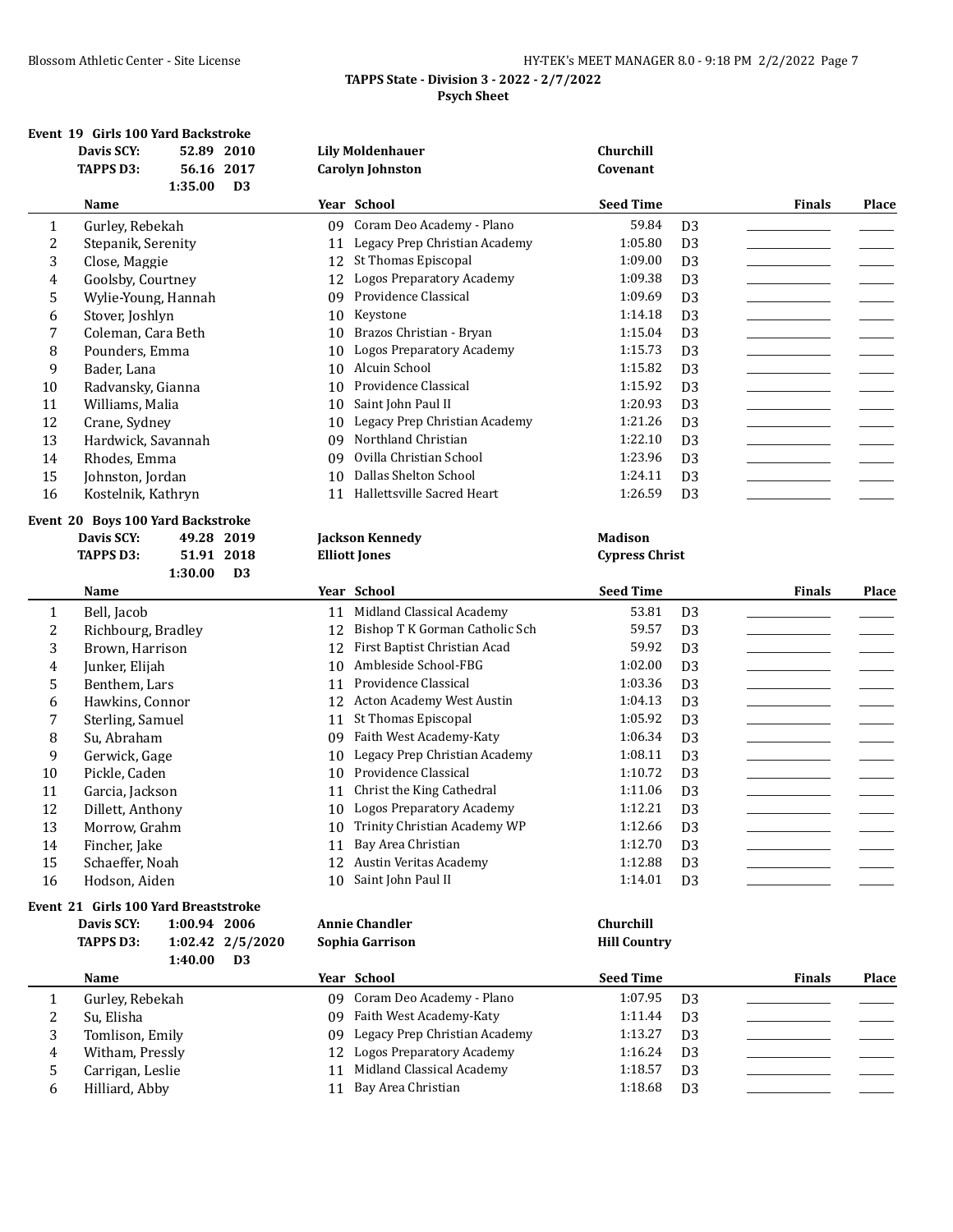**TAPPS State - Division 3 - 2022 - 2/7/2022**

**Psych Sheet**

### Event 19 Girls 100 Yard Backstroke

| | | | |
|---|---|---|---|
| **Davis SCY:** | **52.89 2010** | **Lily Moldenhauer** | **Churchill** |
| **TAPPS D3:** | **56.16 2017** | **Carolyn Johnston** | **Covenant** |
| | **1:35.00 D3** | | |

| | Name | Year | School | Seed Time | | Finals | Place |
|---|---|---|---|---|---|---|---|
| 1 | Gurley, Rebekah | 09 | Coram Deo Academy - Plano | 59.84 | D3 | | |
| 2 | Stepanik, Serenity | 11 | Legacy Prep Christian Academy | 1:05.80 | D3 | | |
| 3 | Close, Maggie | 12 | St Thomas Episcopal | 1:09.00 | D3 | | |
| 4 | Goolsby, Courtney | 12 | Logos Preparatory Academy | 1:09.38 | D3 | | |
| 5 | Wylie-Young, Hannah | 09 | Providence Classical | 1:09.69 | D3 | | |
| 6 | Stover, Joshlyn | 10 | Keystone | 1:14.18 | D3 | | |
| 7 | Coleman, Cara Beth | 10 | Brazos Christian - Bryan | 1:15.04 | D3 | | |
| 8 | Pounders, Emma | 10 | Logos Preparatory Academy | 1:15.73 | D3 | | |
| 9 | Bader, Lana | 10 | Alcuin School | 1:15.82 | D3 | | |
| 10 | Radvansky, Gianna | 10 | Providence Classical | 1:15.92 | D3 | | |
| 11 | Williams, Malia | 10 | Saint John Paul II | 1:20.93 | D3 | | |
| 12 | Crane, Sydney | 10 | Legacy Prep Christian Academy | 1:21.26 | D3 | | |
| 13 | Hardwick, Savannah | 09 | Northland Christian | 1:22.10 | D3 | | |
| 14 | Rhodes, Emma | 09 | Ovilla Christian School | 1:23.96 | D3 | | |
| 15 | Johnston, Jordan | 10 | Dallas Shelton School | 1:24.11 | D3 | | |
| 16 | Kostelnik, Kathryn | 11 | Hallettsville Sacred Heart | 1:26.59 | D3 | | |

### Event 20 Boys 100 Yard Backstroke

| | | | |
|---|---|---|---|
| **Davis SCY:** | **49.28 2019** | **Jackson Kennedy** | **Madison** |
| **TAPPS D3:** | **51.91 2018** | **Elliott Jones** | **Cypress Christ** |
| | **1:30.00 D3** | | |

| | Name | Year | School | Seed Time | | Finals | Place |
|---|---|---|---|---|---|---|---|
| 1 | Bell, Jacob | 11 | Midland Classical Academy | 53.81 | D3 | | |
| 2 | Richbourg, Bradley | 12 | Bishop T K Gorman Catholic Sch | 59.57 | D3 | | |
| 3 | Brown, Harrison | 12 | First Baptist Christian Acad | 59.92 | D3 | | |
| 4 | Junker, Elijah | 10 | Ambleside School-FBG | 1:02.00 | D3 | | |
| 5 | Benthem, Lars | 11 | Providence Classical | 1:03.36 | D3 | | |
| 6 | Hawkins, Connor | 12 | Acton Academy West Austin | 1:04.13 | D3 | | |
| 7 | Sterling, Samuel | 11 | St Thomas Episcopal | 1:05.92 | D3 | | |
| 8 | Su, Abraham | 09 | Faith West Academy-Katy | 1:06.34 | D3 | | |
| 9 | Gerwick, Gage | 10 | Legacy Prep Christian Academy | 1:08.11 | D3 | | |
| 10 | Pickle, Caden | 10 | Providence Classical | 1:10.72 | D3 | | |
| 11 | Garcia, Jackson | 11 | Christ the King Cathedral | 1:11.06 | D3 | | |
| 12 | Dillett, Anthony | 10 | Logos Preparatory Academy | 1:12.21 | D3 | | |
| 13 | Morrow, Grahm | 10 | Trinity Christian Academy WP | 1:12.66 | D3 | | |
| 14 | Fincher, Jake | 11 | Bay Area Christian | 1:12.70 | D3 | | |
| 15 | Schaeffer, Noah | 12 | Austin Veritas Academy | 1:12.88 | D3 | | |
| 16 | Hodson, Aiden | 10 | Saint John Paul II | 1:14.01 | D3 | | |

### Event 21 Girls 100 Yard Breaststroke

| | | | |
|---|---|---|---|
| **Davis SCY:** | **1:00.94 2006** | **Annie Chandler** | **Churchill** |
| **TAPPS D3:** | **1:02.42 2/5/2020** | **Sophia Garrison** | **Hill Country** |
| | **1:40.00 D3** | | |

| | Name | Year | School | Seed Time | | Finals | Place |
|---|---|---|---|---|---|---|---|
| 1 | Gurley, Rebekah | 09 | Coram Deo Academy - Plano | 1:07.95 | D3 | | |
| 2 | Su, Elisha | 09 | Faith West Academy-Katy | 1:11.44 | D3 | | |
| 3 | Tomlison, Emily | 09 | Legacy Prep Christian Academy | 1:13.27 | D3 | | |
| 4 | Witham, Pressly | 12 | Logos Preparatory Academy | 1:16.24 | D3 | | |
| 5 | Carrigan, Leslie | 11 | Midland Classical Academy | 1:18.57 | D3 | | |
| 6 | Hilliard, Abby | 11 | Bay Area Christian | 1:18.68 | D3 | | |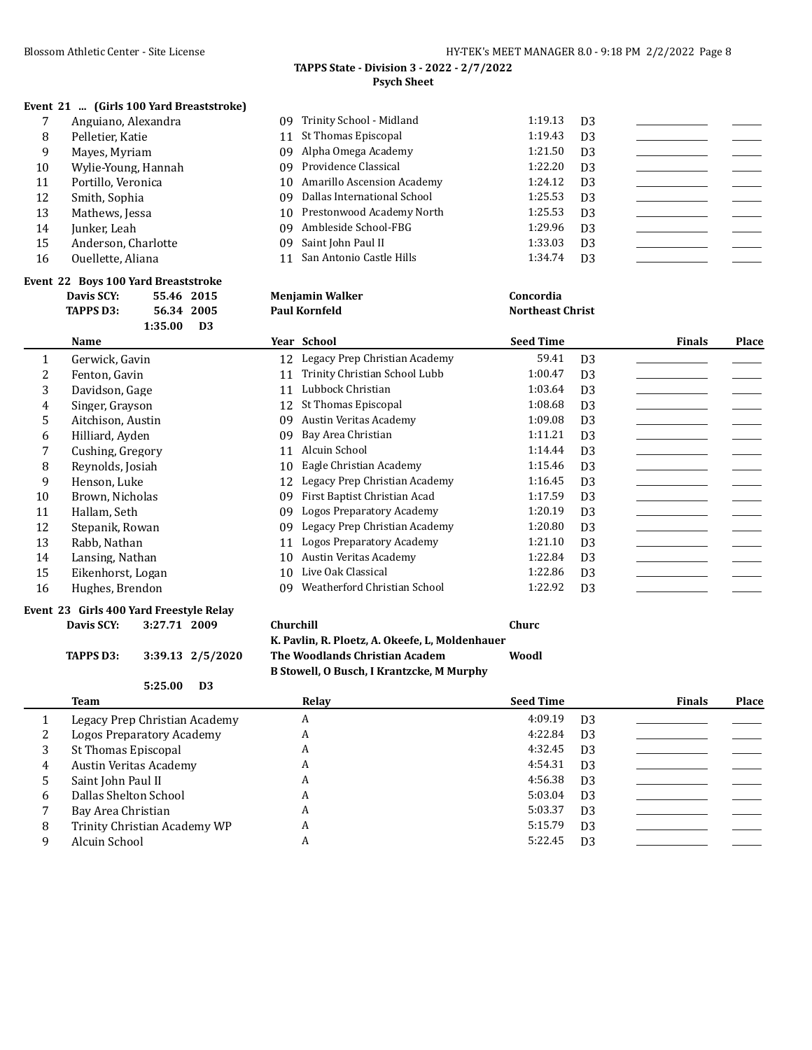**TAPPS State - Division 3 - 2022 - 2/7/2022**
**Psych Sheet**

### Event 21 ... (Girls 100 Yard Breaststroke)

| | Name | Year | School | Seed Time | | Finals | Place |
|---|---|---|---|---|---|---|---|
| 7 | Anguiano, Alexandra | 09 | Trinity School - Midland | 1:19.13 | D3 | | |
| 8 | Pelletier, Katie | 11 | St Thomas Episcopal | 1:19.43 | D3 | | |
| 9 | Mayes, Myriam | 09 | Alpha Omega Academy | 1:21.50 | D3 | | |
| 10 | Wylie-Young, Hannah | 09 | Providence Classical | 1:22.20 | D3 | | |
| 11 | Portillo, Veronica | 10 | Amarillo Ascension Academy | 1:24.12 | D3 | | |
| 12 | Smith, Sophia | 09 | Dallas International School | 1:25.53 | D3 | | |
| 13 | Mathews, Jessa | 10 | Prestonwood Academy North | 1:25.53 | D3 | | |
| 14 | Junker, Leah | 09 | Ambleside School-FBG | 1:29.96 | D3 | | |
| 15 | Anderson, Charlotte | 09 | Saint John Paul II | 1:33.03 | D3 | | |
| 16 | Ouellette, Aliana | 11 | San Antonio Castle Hills | 1:34.74 | D3 | | |

### Event 22 Boys 100 Yard Breaststroke

| | | | | |
|---|---|---|---|---|
| **Davis SCY:** | **55.46** | **2015** | **Menjamin Walker** | **Concordia** |
| **TAPPS D3:** | **56.34** | **2005** | **Paul Kornfeld** | **Northeast Christ** |
| | **1:35.00** | **D3** | | |

| | Name | Year | School | Seed Time | | Finals | Place |
|---|---|---|---|---|---|---|---|
| 1 | Gerwick, Gavin | 12 | Legacy Prep Christian Academy | 59.41 | D3 | | |
| 2 | Fenton, Gavin | 11 | Trinity Christian School Lubb | 1:00.47 | D3 | | |
| 3 | Davidson, Gage | 11 | Lubbock Christian | 1:03.64 | D3 | | |
| 4 | Singer, Grayson | 12 | St Thomas Episcopal | 1:08.68 | D3 | | |
| 5 | Aitchison, Austin | 09 | Austin Veritas Academy | 1:09.08 | D3 | | |
| 6 | Hilliard, Ayden | 09 | Bay Area Christian | 1:11.21 | D3 | | |
| 7 | Cushing, Gregory | 11 | Alcuin School | 1:14.44 | D3 | | |
| 8 | Reynolds, Josiah | 10 | Eagle Christian Academy | 1:15.46 | D3 | | |
| 9 | Henson, Luke | 12 | Legacy Prep Christian Academy | 1:16.45 | D3 | | |
| 10 | Brown, Nicholas | 09 | First Baptist Christian Acad | 1:17.59 | D3 | | |
| 11 | Hallam, Seth | 09 | Logos Preparatory Academy | 1:20.19 | D3 | | |
| 12 | Stepanik, Rowan | 09 | Legacy Prep Christian Academy | 1:20.80 | D3 | | |
| 13 | Rabb, Nathan | 11 | Logos Preparatory Academy | 1:21.10 | D3 | | |
| 14 | Lansing, Nathan | 10 | Austin Veritas Academy | 1:22.84 | D3 | | |
| 15 | Eikenhorst, Logan | 10 | Live Oak Classical | 1:22.86 | D3 | | |
| 16 | Hughes, Brendon | 09 | Weatherford Christian School | 1:22.92 | D3 | | |

### Event 23 Girls 400 Yard Freestyle Relay

| | | | | |
|---|---|---|---|---|
| **Davis SCY:** | **3:27.71** | **2009** | **Churchill** | **Churc** |
| | | | **K. Pavlin, R. Ploetz, A. Okeefe, L, Moldenhauer** | |
| **TAPPS D3:** | **3:39.13** | **2/5/2020** | **The Woodlands Christian Academ** | **Woodl** |
| | | | **B Stowell, O Busch, I Krantzcke, M Murphy** | |
| | **5:25.00** | **D3** | | |

| | Team | Relay | Seed Time | | Finals | Place |
|---|---|---|---|---|---|---|
| 1 | Legacy Prep Christian Academy | A | 4:09.19 | D3 | | |
| 2 | Logos Preparatory Academy | A | 4:22.84 | D3 | | |
| 3 | St Thomas Episcopal | A | 4:32.45 | D3 | | |
| 4 | Austin Veritas Academy | A | 4:54.31 | D3 | | |
| 5 | Saint John Paul II | A | 4:56.38 | D3 | | |
| 6 | Dallas Shelton School | A | 5:03.04 | D3 | | |
| 7 | Bay Area Christian | A | 5:03.37 | D3 | | |
| 8 | Trinity Christian Academy WP | A | 5:15.79 | D3 | | |
| 9 | Alcuin School | A | 5:22.45 | D3 | | |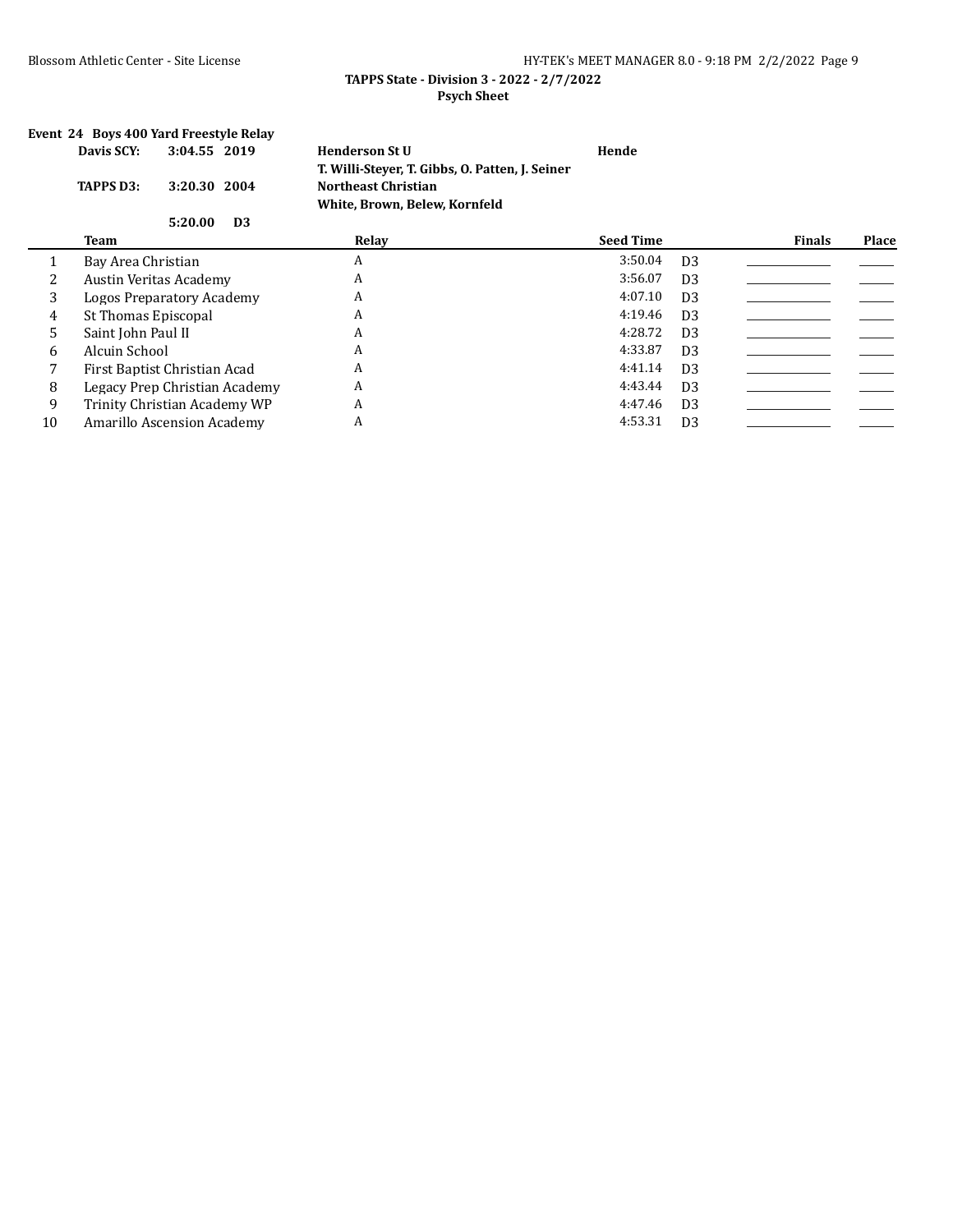**TAPPS State - Division 3 - 2022 - 2/7/2022**

**Psych Sheet**

**Event 24 Boys 400 Yard Freestyle Relay**

| | | | | |
|---|---|---|---|---|
| **Davis SCY:** | **3:04.55** | **2019** | **Henderson St U** | **Hende** |
| | | | **T. Willi-Steyer, T. Gibbs, O. Patten, J. Seiner** | |
| **TAPPS D3:** | **3:20.30** | **2004** | **Northeast Christian** | |
| | | | **White, Brown, Belew, Kornfeld** | |
| | **5:20.00** | **D3** | | |

| | Team | Relay | Seed Time | | Finals | Place |
|---|---|---|---|---|---|---|
| 1 | Bay Area Christian | A | 3:50.04 | D3 | ___ | ___ |
| 2 | Austin Veritas Academy | A | 3:56.07 | D3 | ___ | ___ |
| 3 | Logos Preparatory Academy | A | 4:07.10 | D3 | ___ | ___ |
| 4 | St Thomas Episcopal | A | 4:19.46 | D3 | ___ | ___ |
| 5 | Saint John Paul II | A | 4:28.72 | D3 | ___ | ___ |
| 6 | Alcuin School | A | 4:33.87 | D3 | ___ | ___ |
| 7 | First Baptist Christian Acad | A | 4:41.14 | D3 | ___ | ___ |
| 8 | Legacy Prep Christian Academy | A | 4:43.44 | D3 | ___ | ___ |
| 9 | Trinity Christian Academy WP | A | 4:47.46 | D3 | ___ | ___ |
| 10 | Amarillo Ascension Academy | A | 4:53.31 | D3 | ___ | ___ |